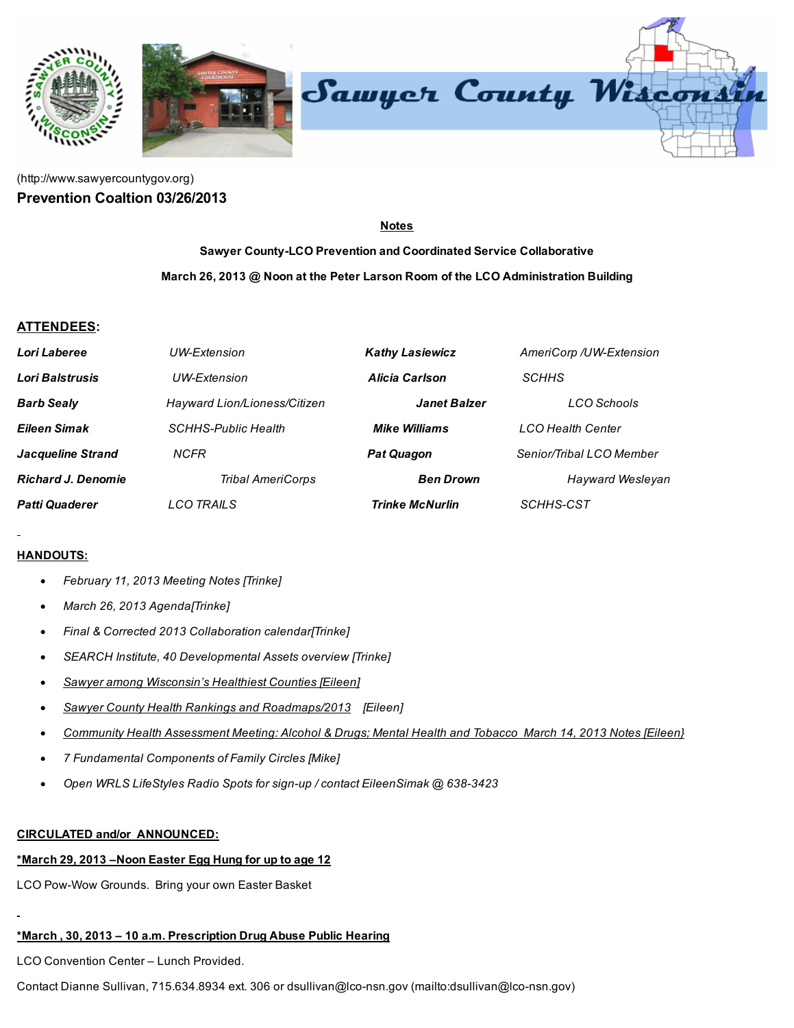(http://www.sawyercountygov.org)

## Prevention Coaltion 03/26/2013

**Notes**

**Sawyer County-LCO Prevention and Coordinated Service Collaborative**

**March 26, 2013 @ Noon at the Peter Larson Room of the LCO Administration Building**

**ATTENDEES:**

| | | | |
|---|---|---|---|
| ***Lori Laberee*** | *UW-Extension* | ***Kathy Lasiewicz*** | *AmeriCorp /UW-Extension* |
| ***Lori Balstrusis*** | *UW-Extension* | ***Alicia Carlson*** | *SCHHS* |
| ***Barb Sealy*** | *Hayward Lion/Lioness/Citizen* | ***Janet Balzer*** | *LCO Schools* |
| ***Eileen Simak*** | *SCHHS-Public Health* | ***Mike Williams*** | *LCO Health Center* |
| ***Jacqueline Strand*** | *NCFR* | ***Pat Quagon*** | *Senior/Tribal LCO Member* |
| ***Richard J. Denomie*** | *Tribal AmeriCorps* | ***Ben Drown*** | *Hayward Wesleyan* |
| ***Patti Quaderer*** | *LCO TRAILS* | ***Trinke McNurlin*** | *SCHHS-CST* |

**HANDOUTS:**

- *February 11, 2013 Meeting Notes [Trinke]*
- *March 26, 2013 Agenda[Trinke]*
- *Final & Corrected 2013 Collaboration calendar[Trinke]*
- *SEARCH Institute, 40 Developmental Assets overview [Trinke]*
- *Sawyer among Wisconsin's Healthiest Counties [Eileen]*
- *Sawyer County Health Rankings and Roadmaps/2013 [Eileen]*
- *Community Health Assessment Meeting: Alcohol & Drugs; Mental Health and Tobacco March 14, 2013 Notes [Eileen}*
- *7 Fundamental Components of Family Circles [Mike]*
- *Open WRLS LifeStyles Radio Spots for sign-up / contact EileenSimak @ 638-3423*

**CIRCULATED and/or ANNOUNCED:**

**\*March 29, 2013 –Noon Easter Egg Hung for up to age 12**

LCO Pow-Wow Grounds. Bring your own Easter Basket

**\*March , 30, 2013 – 10 a.m. Prescription Drug Abuse Public Hearing**

LCO Convention Center – Lunch Provided.

Contact Dianne Sullivan, 715.634.8934 ext. 306 or dsullivan@lco-nsn.gov (mailto:dsullivan@lco-nsn.gov)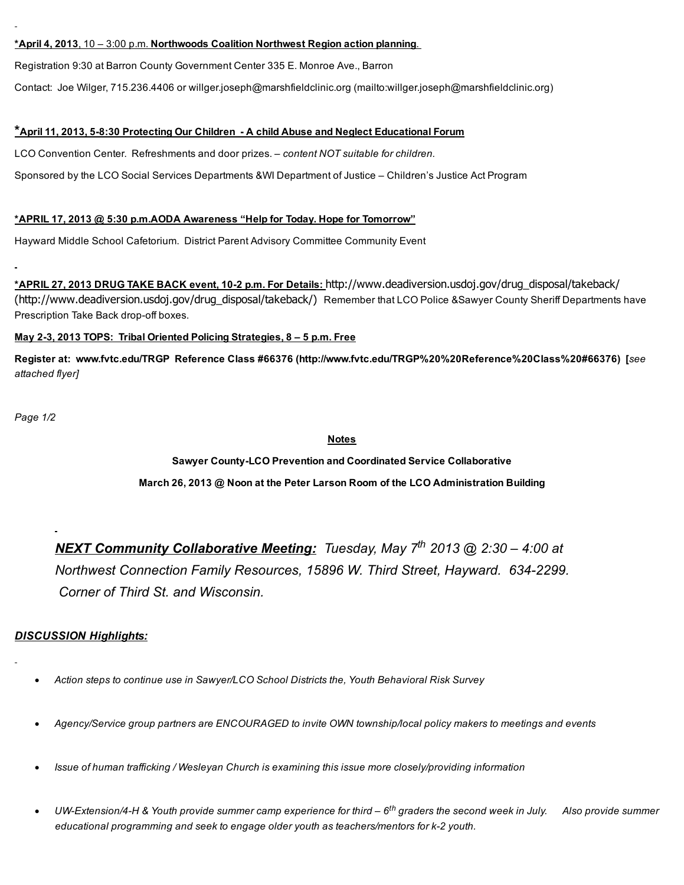**\*April 4, 2013**, 10 – 3:00 p.m. **Northwoods Coalition Northwest Region action planning**.

Registration 9:30 at Barron County Government Center 335 E. Monroe Ave., Barron

Contact: Joe Wilger, 715.236.4406 or willger.joseph@marshfieldclinic.org (mailto:willger.joseph@marshfieldclinic.org)

**\*April 11, 2013, 5-8:30 Protecting Our Children - A child Abuse and Neglect Educational Forum**

LCO Convention Center. Refreshments and door prizes. – *content NOT suitable for children.*

Sponsored by the LCO Social Services Departments &WI Department of Justice – Children's Justice Act Program

**\*APRIL 17, 2013 @ 5:30 p.m.AODA Awareness "Help for Today. Hope for Tomorrow"**

Hayward Middle School Cafetorium. District Parent Advisory Committee Community Event

**\*APRIL 27, 2013 DRUG TAKE BACK event, 10-2 p.m. For Details:** http://www.deadiversion.usdoj.gov/drug_disposal/takeback/ (http://www.deadiversion.usdoj.gov/drug_disposal/takeback/) Remember that LCO Police &Sawyer County Sheriff Departments have Prescription Take Back drop-off boxes.

**May 2-3, 2013 TOPS: Tribal Oriented Policing Strategies, 8 – 5 p.m. Free**

**Register at: www.fvtc.edu/TRGP Reference Class #66376 (http://www.fvtc.edu/TRGP%20%20Reference%20Class%20#66376) [***see attached flyer]*

*Page 1/2*

**Notes**

**Sawyer County-LCO Prevention and Coordinated Service Collaborative**

**March 26, 2013 @ Noon at the Peter Larson Room of the LCO Administration Building**

***NEXT Community Collaborative Meeting:*** *Tuesday, May 7th 2013 @ 2:30 – 4:00 at Northwest Connection Family Resources, 15896 W. Third Street, Hayward. 634-2299. Corner of Third St. and Wisconsin.*

***DISCUSSION Highlights:***

- *Action steps to continue use in Sawyer/LCO School Districts the, Youth Behavioral Risk Survey*
- *Agency/Service group partners are ENCOURAGED to invite OWN township/local policy makers to meetings and events*
- *Issue of human trafficking / Wesleyan Church is examining this issue more closely/providing information*
- *UW-Extension/4-H & Youth provide summer camp experience for third – 6th graders the second week in July. Also provide summer educational programming and seek to engage older youth as teachers/mentors for k-2 youth.*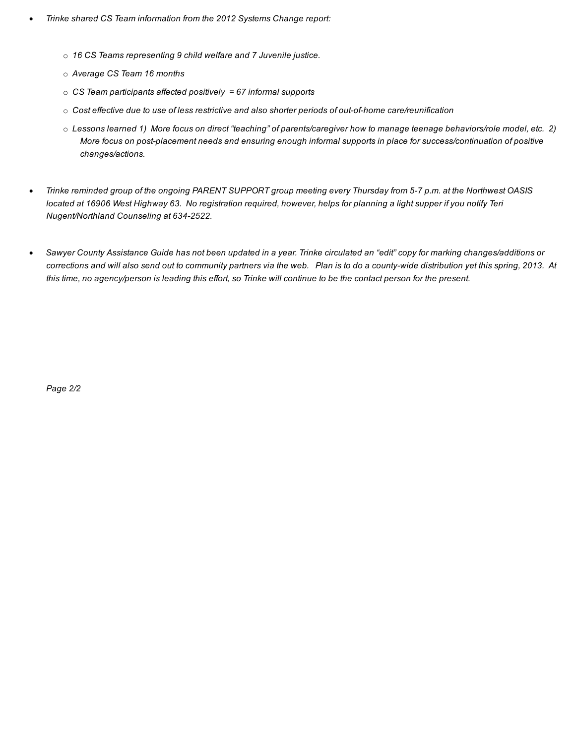- *Trinke shared CS Team information from the 2012 Systems Change report:*

  - *16 CS Teams representing 9 child welfare and 7 Juvenile justice.*
  - *Average CS Team 16 months*
  - *CS Team participants affected positively = 67 informal supports*
  - *Cost effective due to use of less restrictive and also shorter periods of out-of-home care/reunification*
  - *Lessons learned 1) More focus on direct "teaching" of parents/caregiver how to manage teenage behaviors/role model, etc. 2) More focus on post-placement needs and ensuring enough informal supports in place for success/continuation of positive changes/actions.*

- *Trinke reminded group of the ongoing PARENT SUPPORT group meeting every Thursday from 5-7 p.m. at the Northwest OASIS located at 16906 West Highway 63. No registration required, however, helps for planning a light supper if you notify Teri Nugent/Northland Counseling at 634-2522.*

- *Sawyer County Assistance Guide has not been updated in a year. Trinke circulated an "edit" copy for marking changes/additions or corrections and will also send out to community partners via the web. Plan is to do a county-wide distribution yet this spring, 2013. At this time, no agency/person is leading this effort, so Trinke will continue to be the contact person for the present.*